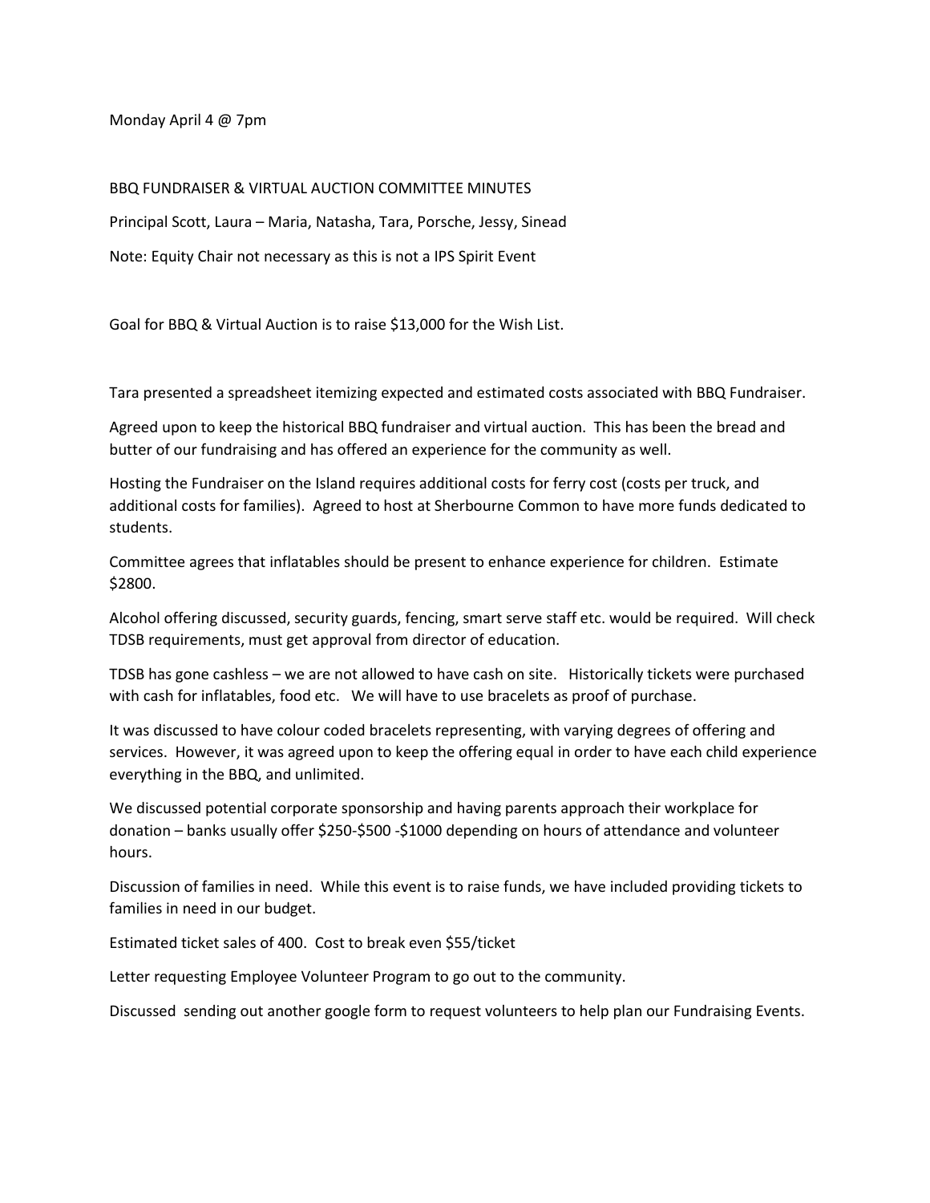Monday April 4 @ 7pm

BBQ FUNDRAISER & VIRTUAL AUCTION COMMITTEE MINUTES

Principal Scott, Laura – Maria, Natasha, Tara, Porsche, Jessy, Sinead

Note: Equity Chair not necessary as this is not a IPS Spirit Event

Goal for BBQ & Virtual Auction is to raise $13,000 for the Wish List.

Tara presented a spreadsheet itemizing expected and estimated costs associated with BBQ Fundraiser.

Agreed upon to keep the historical BBQ fundraiser and virtual auction. This has been the bread and butter of our fundraising and has offered an experience for the community as well.

Hosting the Fundraiser on the Island requires additional costs for ferry cost (costs per truck, and additional costs for families). Agreed to host at Sherbourne Common to have more funds dedicated to students.

Committee agrees that inflatables should be present to enhance experience for children. Estimate $2800.

Alcohol offering discussed, security guards, fencing, smart serve staff etc. would be required. Will check TDSB requirements, must get approval from director of education.

TDSB has gone cashless – we are not allowed to have cash on site. Historically tickets were purchased with cash for inflatables, food etc. We will have to use bracelets as proof of purchase.

It was discussed to have colour coded bracelets representing, with varying degrees of offering and services. However, it was agreed upon to keep the offering equal in order to have each child experience everything in the BBQ, and unlimited.

We discussed potential corporate sponsorship and having parents approach their workplace for donation – banks usually offer $250-$500 -$1000 depending on hours of attendance and volunteer hours.

Discussion of families in need. While this event is to raise funds, we have included providing tickets to families in need in our budget.

Estimated ticket sales of 400. Cost to break even $55/ticket

Letter requesting Employee Volunteer Program to go out to the community.

Discussed sending out another google form to request volunteers to help plan our Fundraising Events.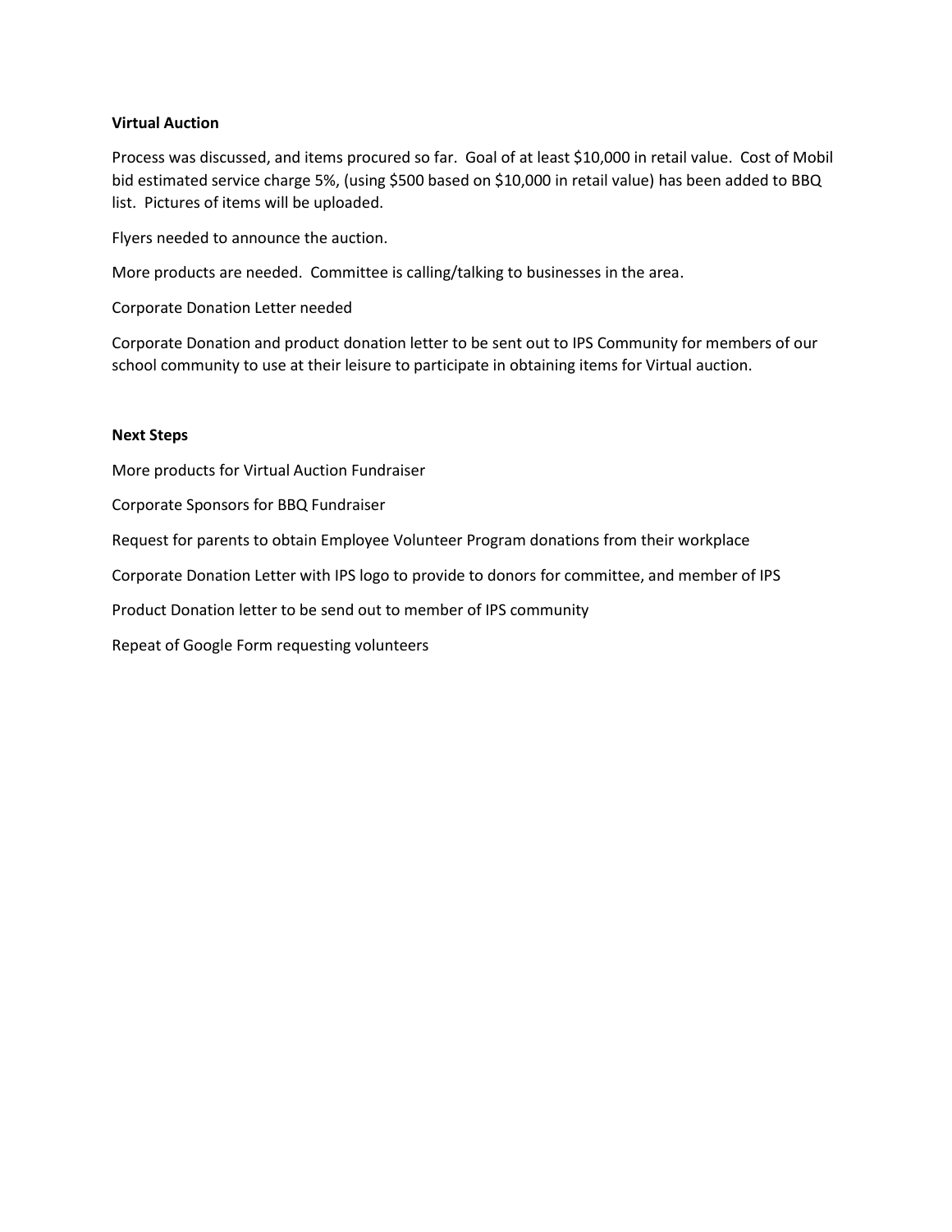**Virtual Auction**

Process was discussed, and items procured so far. Goal of at least $10,000 in retail value. Cost of Mobil bid estimated service charge 5%, (using $500 based on $10,000 in retail value) has been added to BBQ list. Pictures of items will be uploaded.

Flyers needed to announce the auction.

More products are needed. Committee is calling/talking to businesses in the area.

Corporate Donation Letter needed

Corporate Donation and product donation letter to be sent out to IPS Community for members of our school community to use at their leisure to participate in obtaining items for Virtual auction.

**Next Steps**

More products for Virtual Auction Fundraiser

Corporate Sponsors for BBQ Fundraiser

Request for parents to obtain Employee Volunteer Program donations from their workplace

Corporate Donation Letter with IPS logo to provide to donors for committee, and member of IPS

Product Donation letter to be send out to member of IPS community

Repeat of Google Form requesting volunteers